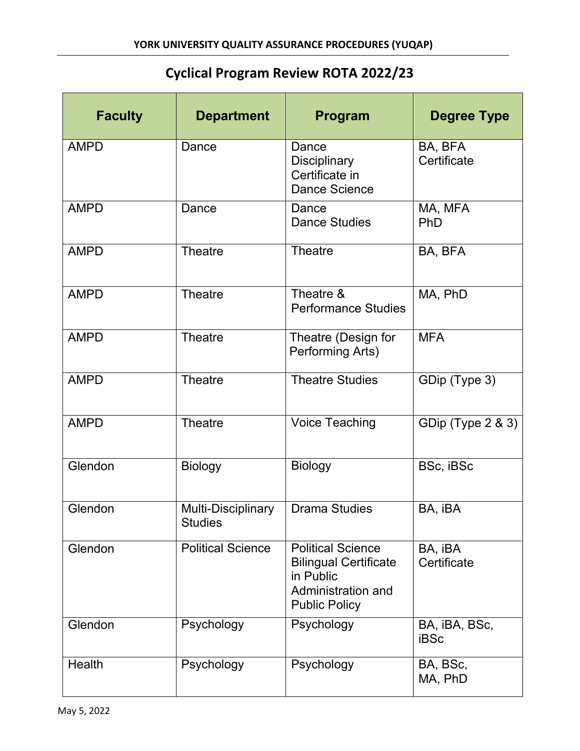# Cyclical Program Review ROTA 2022/23

| Faculty | Department | Program | Degree Type |
|---|---|---|---|
| AMPD | Dance | Dance<br>Disciplinary Certificate in Dance Science | BA, BFA<br>Certificate |
| AMPD | Dance | Dance<br>Dance Studies | MA, MFA<br>PhD |
| AMPD | Theatre | Theatre | BA, BFA |
| AMPD | Theatre | Theatre & Performance Studies | MA, PhD |
| AMPD | Theatre | Theatre (Design for Performing Arts) | MFA |
| AMPD | Theatre | Theatre Studies | GDip (Type 3) |
| AMPD | Theatre | Voice Teaching | GDip (Type 2 & 3) |
| Glendon | Biology | Biology | BSc, iBSc |
| Glendon | Multi-Disciplinary Studies | Drama Studies | BA, iBA |
| Glendon | Political Science | Political Science<br>Bilingual Certificate in Public Administration and Public Policy | BA, iBA<br>Certificate |
| Glendon | Psychology | Psychology | BA, iBA, BSc, iBSc |
| Health | Psychology | Psychology | BA, BSc,<br>MA, PhD |

May 5, 2022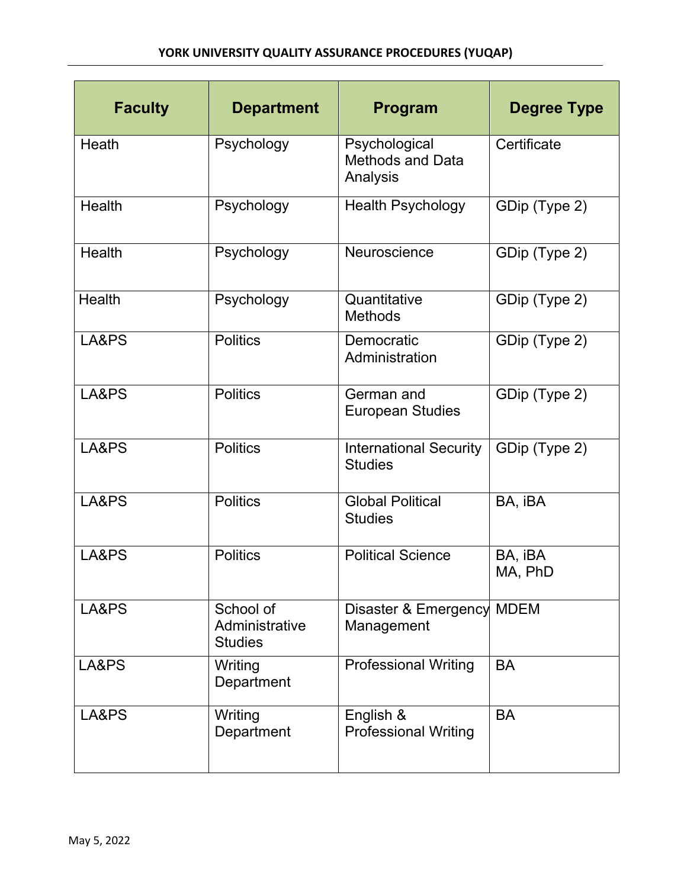| Faculty | Department | Program | Degree Type |
|---|---|---|---|
| Heath | Psychology | Psychological Methods and Data Analysis | Certificate |
| Health | Psychology | Health Psychology | GDip (Type 2) |
| Health | Psychology | Neuroscience | GDip (Type 2) |
| Health | Psychology | Quantitative Methods | GDip (Type 2) |
| LA&PS | Politics | Democratic Administration | GDip (Type 2) |
| LA&PS | Politics | German and European Studies | GDip (Type 2) |
| LA&PS | Politics | International Security Studies | GDip (Type 2) |
| LA&PS | Politics | Global Political Studies | BA, iBA |
| LA&PS | Politics | Political Science | BA, iBA<br>MA, PhD |
| LA&PS | School of Administrative Studies | Disaster & Emergency Management | MDEM |
| LA&PS | Writing Department | Professional Writing | BA |
| LA&PS | Writing Department | English & Professional Writing | BA |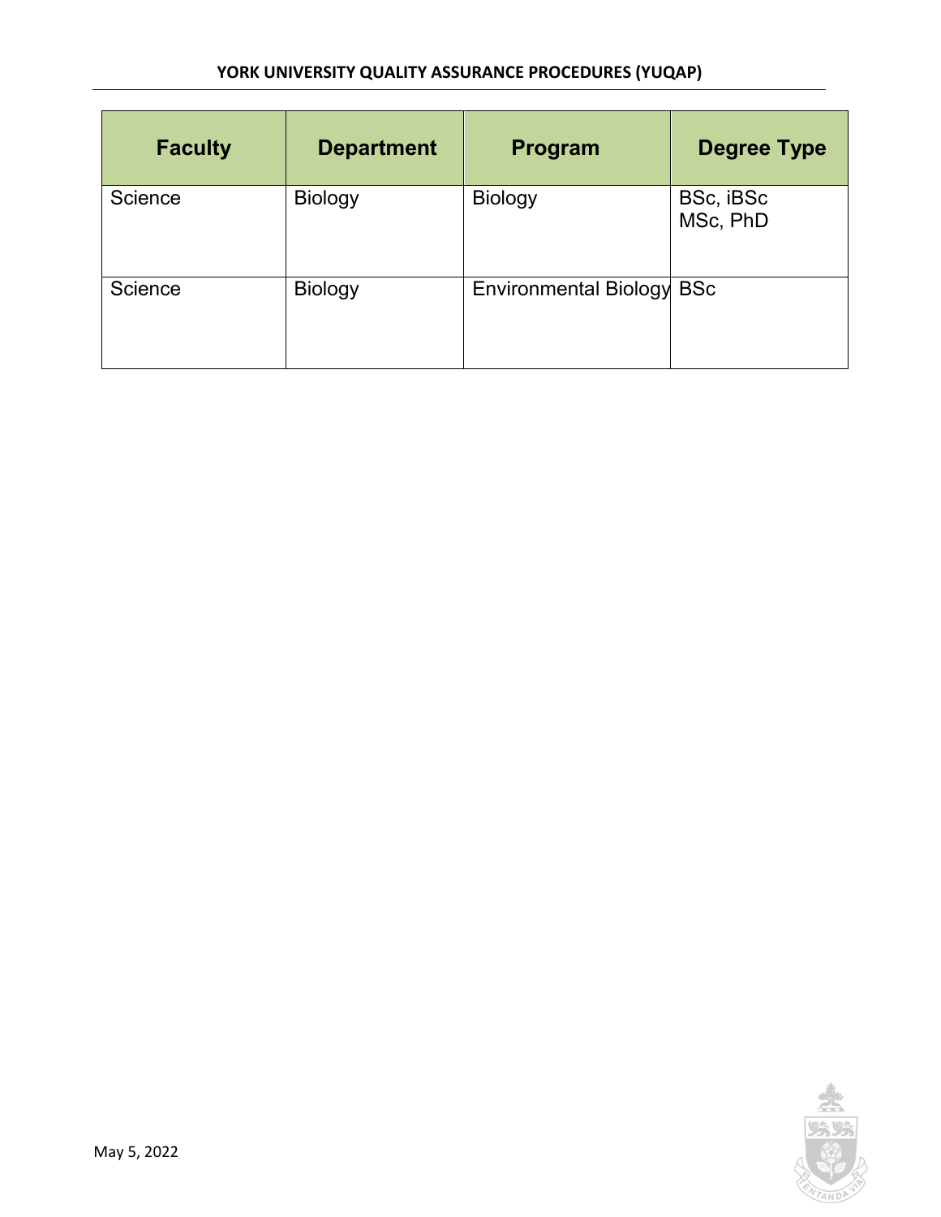| Faculty | Department | Program | Degree Type |
|---|---|---|---|
| Science | Biology | Biology | BSc, iBSc<br>MSc, PhD |
| Science | Biology | Environmental Biology | BSc |